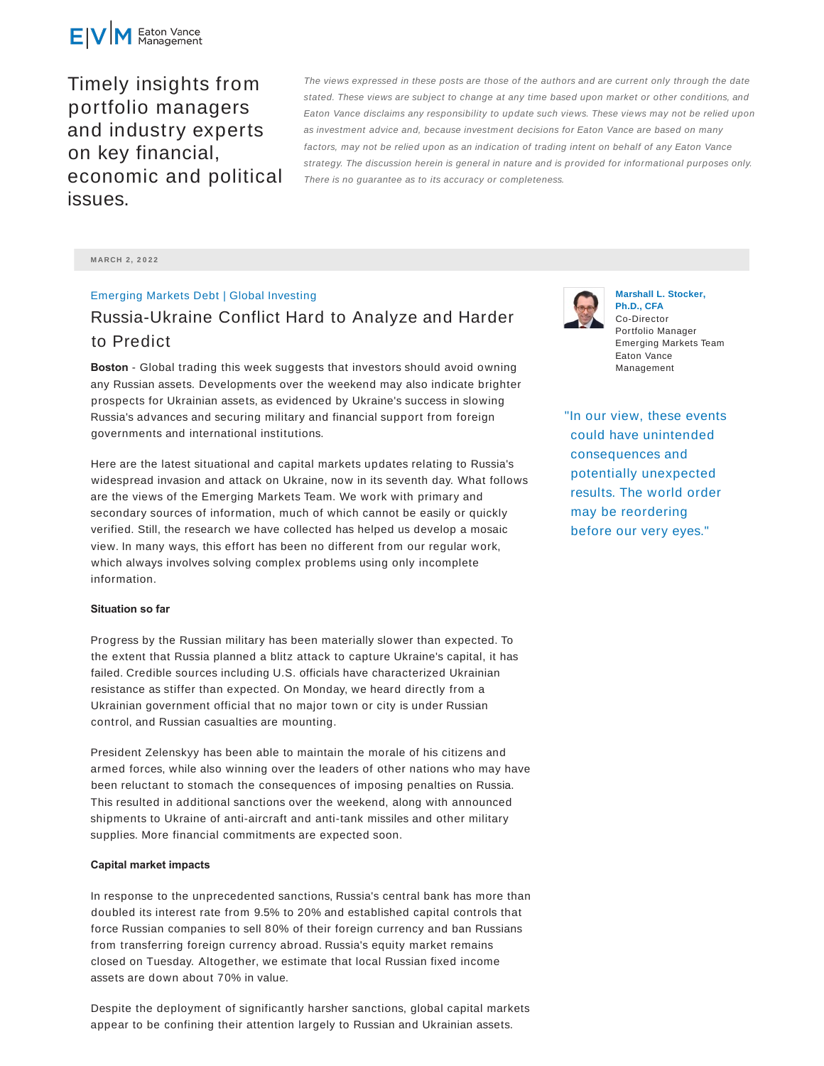Eaton Vance Management

Timely insights from portfolio managers and industry experts on key financial, economic and political issues.

*The views expressed in these posts are those of the authors and are current only through the date stated. These views are subject to change at any time based upon market or other conditions, and Eaton Vance disclaims any responsibility to update such views. These views may not be relied upon as investment advice and, because investment decisions for Eaton Vance are based on many factors, may not be relied upon as an indication of trading intent on behalf of any Eaton Vance strategy. The discussion herein is general in nature and is provided for informational purposes only. There is no guarantee as to its accuracy or completeness.*

MARCH 2, 2022

Emerging Markets Debt | Global Investing

# Russia-Ukraine Conflict Hard to Analyze and Harder to Predict

**Marshall L. Stocker, Ph.D., CFA**
Co-Director
Portfolio Manager
Emerging Markets Team
Eaton Vance Management

**Boston** - Global trading this week suggests that investors should avoid owning any Russian assets. Developments over the weekend may also indicate brighter prospects for Ukrainian assets, as evidenced by Ukraine's success in slowing Russia's advances and securing military and financial support from foreign governments and international institutions.

Here are the latest situational and capital markets updates relating to Russia's widespread invasion and attack on Ukraine, now in its seventh day. What follows are the views of the Emerging Markets Team. We work with primary and secondary sources of information, much of which cannot be easily or quickly verified. Still, the research we have collected has helped us develop a mosaic view. In many ways, this effort has been no different from our regular work, which always involves solving complex problems using only incomplete information.

> "In our view, these events could have unintended consequences and potentially unexpected results. The world order may be reordering before our very eyes."

**Situation so far**

Progress by the Russian military has been materially slower than expected. To the extent that Russia planned a blitz attack to capture Ukraine's capital, it has failed. Credible sources including U.S. officials have characterized Ukrainian resistance as stiffer than expected. On Monday, we heard directly from a Ukrainian government official that no major town or city is under Russian control, and Russian casualties are mounting.

President Zelenskyy has been able to maintain the morale of his citizens and armed forces, while also winning over the leaders of other nations who may have been reluctant to stomach the consequences of imposing penalties on Russia. This resulted in additional sanctions over the weekend, along with announced shipments to Ukraine of anti-aircraft and anti-tank missiles and other military supplies. More financial commitments are expected soon.

**Capital market impacts**

In response to the unprecedented sanctions, Russia's central bank has more than doubled its interest rate from 9.5% to 20% and established capital controls that force Russian companies to sell 80% of their foreign currency and ban Russians from transferring foreign currency abroad. Russia's equity market remains closed on Tuesday. Altogether, we estimate that local Russian fixed income assets are down about 70% in value.

Despite the deployment of significantly harsher sanctions, global capital markets appear to be confining their attention largely to Russian and Ukrainian assets.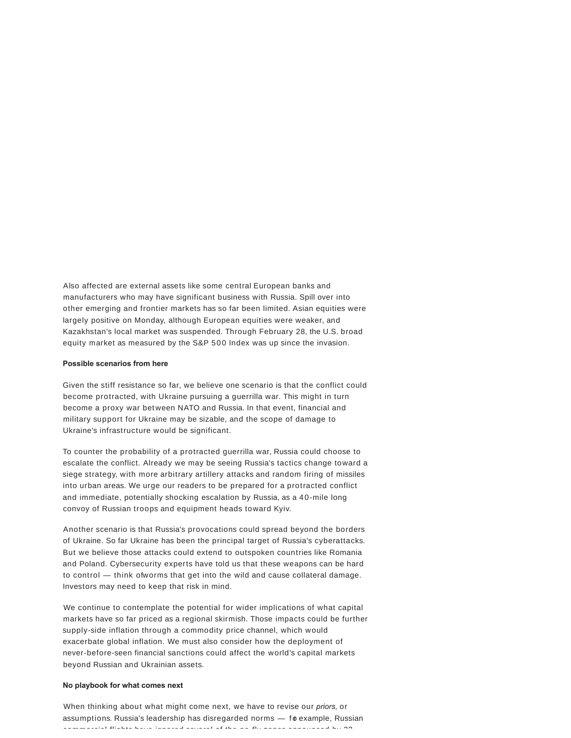Also affected are external assets like some central European banks and manufacturers who may have significant business with Russia. Spill over into other emerging and frontier markets has so far been limited. Asian equities were largely positive on Monday, although European equities were weaker, and Kazakhstan's local market was suspended. Through February 28, the U.S. broad equity market as measured by the S&P 500 Index was up since the invasion.

**Possible scenarios from here**

Given the stiff resistance so far, we believe one scenario is that the conflict could become protracted, with Ukraine pursuing a guerrilla war. This might in turn become a proxy war between NATO and Russia. In that event, financial and military support for Ukraine may be sizable, and the scope of damage to Ukraine's infrastructure would be significant.

To counter the probability of a protracted guerrilla war, Russia could choose to escalate the conflict. Already we may be seeing Russia's tactics change toward a siege strategy, with more arbitrary artillery attacks and random firing of missiles into urban areas. We urge our readers to be prepared for a protracted conflict and immediate, potentially shocking escalation by Russia, as a 40-mile long convoy of Russian troops and equipment heads toward Kyiv.

Another scenario is that Russia's provocations could spread beyond the borders of Ukraine. So far Ukraine has been the principal target of Russia's cyberattacks. But we believe those attacks could extend to outspoken countries like Romania and Poland. Cybersecurity experts have told us that these weapons can be hard to control — think of worms that get into the wild and cause collateral damage. Investors may need to keep that risk in mind.

We continue to contemplate the potential for wider implications of what capital markets have so far priced as a regional skirmish. Those impacts could be further supply-side inflation through a commodity price channel, which would exacerbate global inflation. We must also consider how the deployment of never-before-seen financial sanctions could affect the world's capital markets beyond Russian and Ukrainian assets.

**No playbook for what comes next**

When thinking about what might come next, we have to revise our *priors*, or assumptions. Russia's leadership has disregarded norms — for example, Russian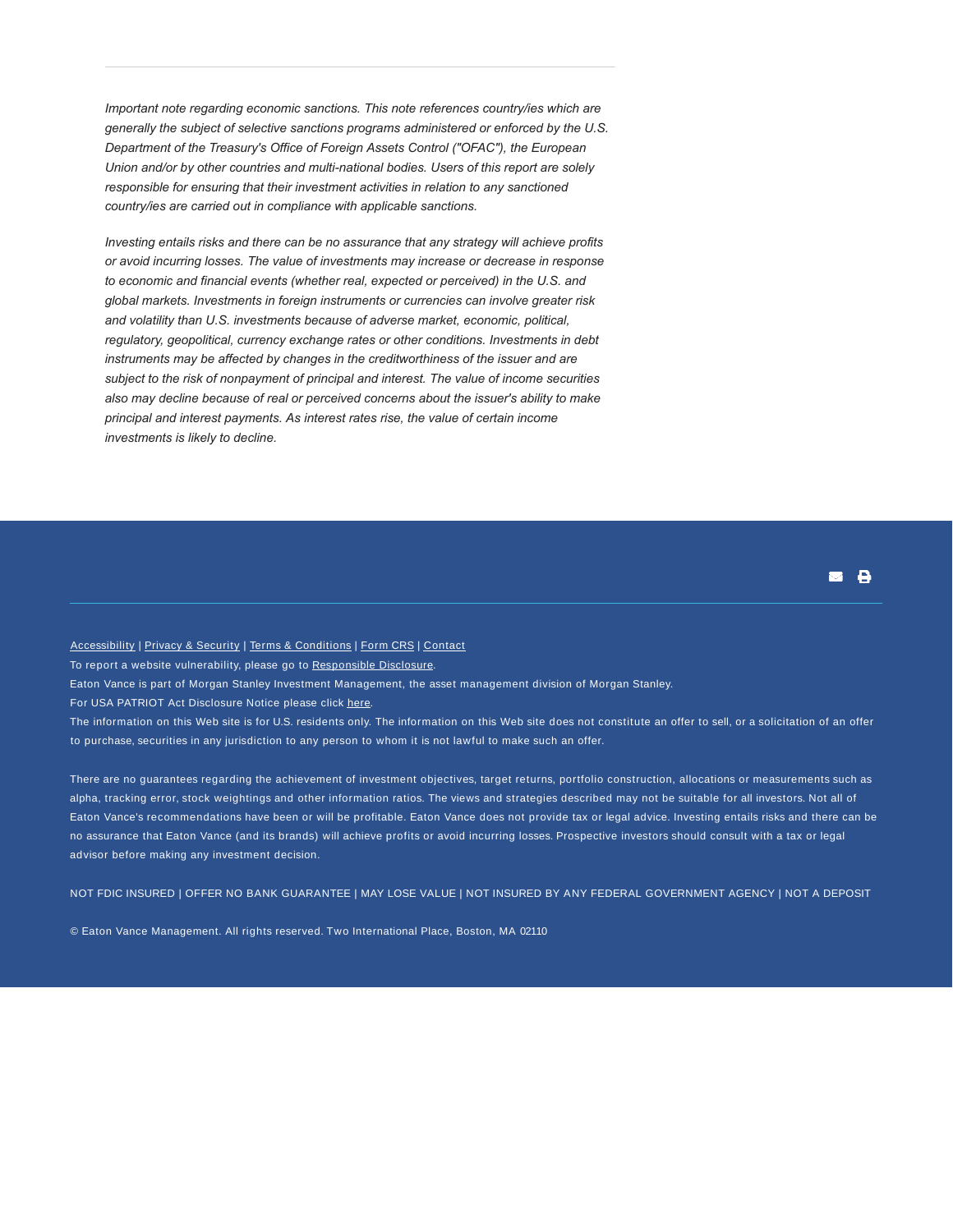---

*Important note regarding economic sanctions. This note references country/ies which are generally the subject of selective sanctions programs administered or enforced by the U.S. Department of the Treasury's Office of Foreign Assets Control ("OFAC"), the European Union and/or by other countries and multi-national bodies. Users of this report are solely responsible for ensuring that their investment activities in relation to any sanctioned country/ies are carried out in compliance with applicable sanctions.*

*Investing entails risks and there can be no assurance that any strategy will achieve profits or avoid incurring losses. The value of investments may increase or decrease in response to economic and financial events (whether real, expected or perceived) in the U.S. and global markets. Investments in foreign instruments or currencies can involve greater risk and volatility than U.S. investments because of adverse market, economic, political, regulatory, geopolitical, currency exchange rates or other conditions. Investments in debt instruments may be affected by changes in the creditworthiness of the issuer and are subject to the risk of nonpayment of principal and interest. The value of income securities also may decline because of real or perceived concerns about the issuer's ability to make principal and interest payments. As interest rates rise, the value of certain income investments is likely to decline.*

---

Accessibility | Privacy & Security | Terms & Conditions | Form CRS | Contact

To report a website vulnerability, please go to Responsible Disclosure.

Eaton Vance is part of Morgan Stanley Investment Management, the asset management division of Morgan Stanley.

For USA PATRIOT Act Disclosure Notice please click here.

The information on this Web site is for U.S. residents only. The information on this Web site does not constitute an offer to sell, or a solicitation of an offer to purchase, securities in any jurisdiction to any person to whom it is not lawful to make such an offer.

There are no guarantees regarding the achievement of investment objectives, target returns, portfolio construction, allocations or measurements such as alpha, tracking error, stock weightings and other information ratios. The views and strategies described may not be suitable for all investors. Not all of Eaton Vance's recommendations have been or will be profitable. Eaton Vance does not provide tax or legal advice. Investing entails risks and there can be no assurance that Eaton Vance (and its brands) will achieve profits or avoid incurring losses. Prospective investors should consult with a tax or legal advisor before making any investment decision.

NOT FDIC INSURED | OFFER NO BANK GUARANTEE | MAY LOSE VALUE | NOT INSURED BY ANY FEDERAL GOVERNMENT AGENCY | NOT A DEPOSIT

© Eaton Vance Management. All rights reserved. Two International Place, Boston, MA 02110